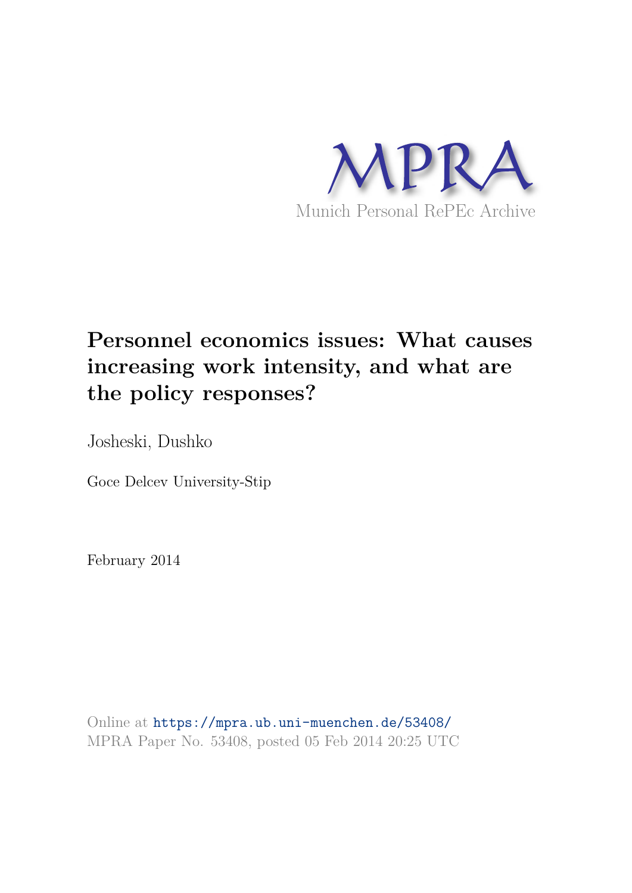MPRA

Munich Personal RePEc Archive

# Personnel economics issues: What causes increasing work intensity, and what are the policy responses?

Josheski, Dushko

Goce Delcev University-Stip

February 2014

Online at https://mpra.ub.uni-muenchen.de/53408/
MPRA Paper No. 53408, posted 05 Feb 2014 20:25 UTC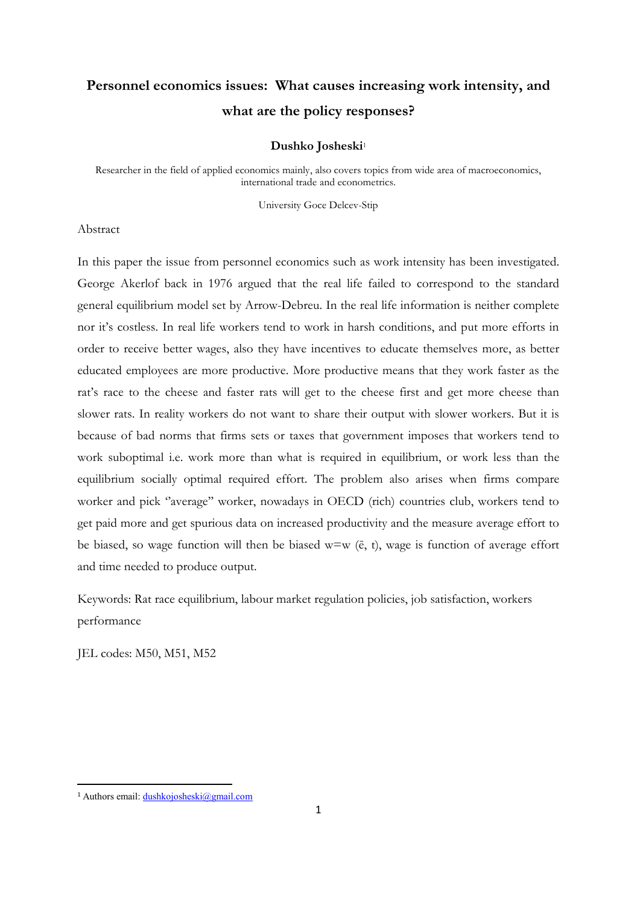# Personnel economics issues: What causes increasing work intensity, and what are the policy responses?

**Dushko Josheski**[1]

Researcher in the field of applied economics mainly, also covers topics from wide area of macroeconomics, international trade and econometrics.

University Goce Delcev-Stip

Abstract

In this paper the issue from personnel economics such as work intensity has been investigated. George Akerlof back in 1976 argued that the real life failed to correspond to the standard general equilibrium model set by Arrow-Debreu. In the real life information is neither complete nor it's costless. In real life workers tend to work in harsh conditions, and put more efforts in order to receive better wages, also they have incentives to educate themselves more, as better educated employees are more productive. More productive means that they work faster as the rat's race to the cheese and faster rats will get to the cheese first and get more cheese than slower rats. In reality workers do not want to share their output with slower workers. But it is because of bad norms that firms sets or taxes that government imposes that workers tend to work suboptimal i.e. work more than what is required in equilibrium, or work less than the equilibrium socially optimal required effort. The problem also arises when firms compare worker and pick "average" worker, nowadays in OECD (rich) countries club, workers tend to get paid more and get spurious data on increased productivity and the measure average effort to be biased, so wage function will then be biased $w=w(\bar{e}, t)$, wage is function of average effort and time needed to produce output.

Keywords: Rat race equilibrium, labour market regulation policies, job satisfaction, workers performance

JEL codes: M50, M51, M52

[1] Authors email: dushkojosheski@gmail.com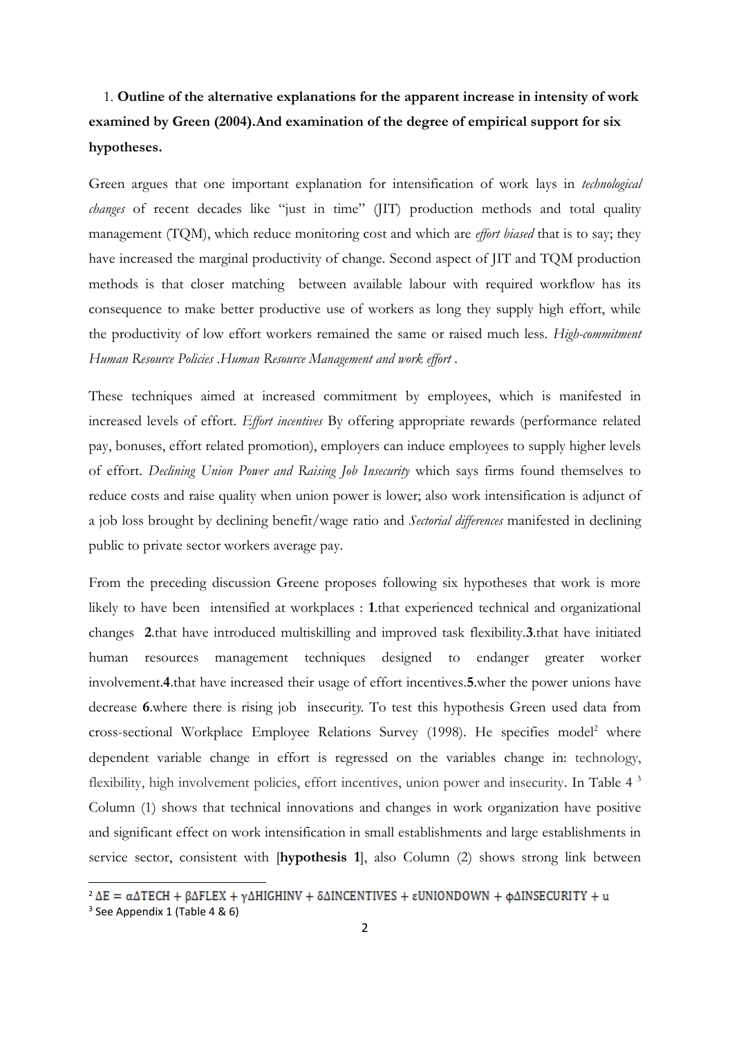1. **Outline of the alternative explanations for the apparent increase in intensity of work examined by Green (2004).And examination of the degree of empirical support for six hypotheses.**

Green argues that one important explanation for intensification of work lays in *technological changes* of recent decades like "just in time" (JIT) production methods and total quality management (TQM), which reduce monitoring cost and which are *effort biased* that is to say; they have increased the marginal productivity of change. Second aspect of JIT and TQM production methods is that closer matching between available labour with required workflow has its consequence to make better productive use of workers as long they supply high effort, while the productivity of low effort workers remained the same or raised much less. *High-commitment Human Resource Policies .Human Resource Management and work effort .*

These techniques aimed at increased commitment by employees, which is manifested in increased levels of effort. *Effort incentives* By offering appropriate rewards (performance related pay, bonuses, effort related promotion), employers can induce employees to supply higher levels of effort. *Declining Union Power and Raising Job Insecurity* which says firms found themselves to reduce costs and raise quality when union power is lower; also work intensification is adjunct of a job loss brought by declining benefit/wage ratio and *Sectorial differences* manifested in declining public to private sector workers average pay.

From the preceding discussion Greene proposes following six hypotheses that work is more likely to have been intensified at workplaces : **1**.that experienced technical and organizational changes **2**.that have introduced multiskilling and improved task flexibility.**3**.that have initiated human resources management techniques designed to endanger greater worker involvement.**4**.that have increased their usage of effort incentives.**5**.wher the power unions have decrease **6**.where there is rising job insecurity. To test this hypothesis Green used data from cross-sectional Workplace Employee Relations Survey (1998). He specifies model[2] where dependent variable change in effort is regressed on the variables change in: technology, flexibility, high involvement policies, effort incentives, union power and insecurity. In Table 4 [3] Column (1) shows that technical innovations and changes in work organization have positive and significant effect on work intensification in small establishments and large establishments in service sector, consistent with [**hypothesis 1**], also Column (2) shows strong link between

[2] $\Delta E = \alpha\Delta TECH + \beta\Delta FLEX + \gamma\Delta HIGHINV + \delta\Delta INCENTIVES + \varepsilon UNIONDOWN + \phi\Delta INSECURITY + u$

[3] See Appendix 1 (Table 4 & 6)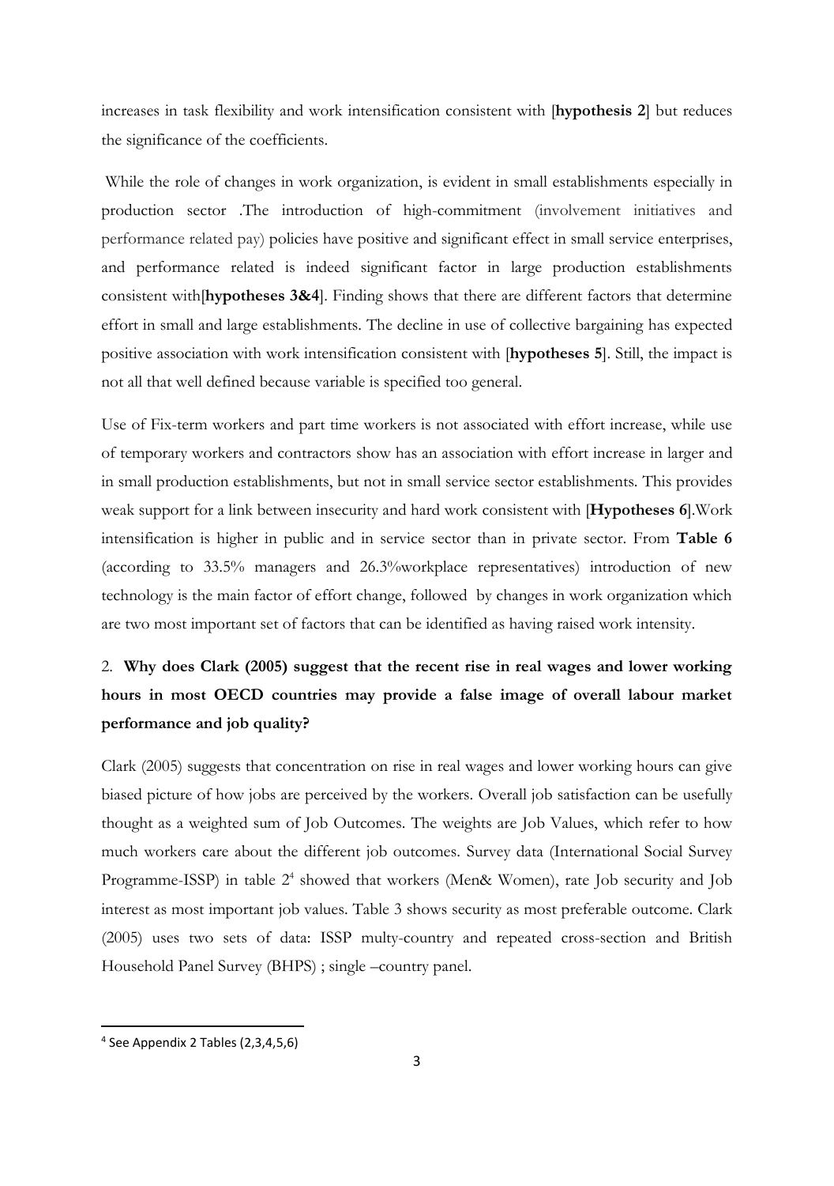increases in task flexibility and work intensification consistent with [**hypothesis 2**] but reduces the significance of the coefficients.

While the role of changes in work organization, is evident in small establishments especially in production sector .The introduction of high-commitment (involvement initiatives and performance related pay) policies have positive and significant effect in small service enterprises, and performance related is indeed significant factor in large production establishments consistent with[**hypotheses 3&4**]. Finding shows that there are different factors that determine effort in small and large establishments. The decline in use of collective bargaining has expected positive association with work intensification consistent with [**hypotheses 5**]. Still, the impact is not all that well defined because variable is specified too general.

Use of Fix-term workers and part time workers is not associated with effort increase, while use of temporary workers and contractors show has an association with effort increase in larger and in small production establishments, but not in small service sector establishments. This provides weak support for a link between insecurity and hard work consistent with [**Hypotheses 6**].Work intensification is higher in public and in service sector than in private sector. From **Table 6** (according to 33.5% managers and 26.3%workplace representatives) introduction of new technology is the main factor of effort change, followed by changes in work organization which are two most important set of factors that can be identified as having raised work intensity.

2. **Why does Clark (2005) suggest that the recent rise in real wages and lower working hours in most OECD countries may provide a false image of overall labour market performance and job quality?**

Clark (2005) suggests that concentration on rise in real wages and lower working hours can give biased picture of how jobs are perceived by the workers. Overall job satisfaction can be usefully thought as a weighted sum of Job Outcomes. The weights are Job Values, which refer to how much workers care about the different job outcomes. Survey data (International Social Survey Programme-ISSP) in table 2[4] showed that workers (Men& Women), rate Job security and Job interest as most important job values. Table 3 shows security as most preferable outcome. Clark (2005) uses two sets of data: ISSP multy-country and repeated cross-section and British Household Panel Survey (BHPS) ; single –country panel.

---

[4] See Appendix 2 Tables (2,3,4,5,6)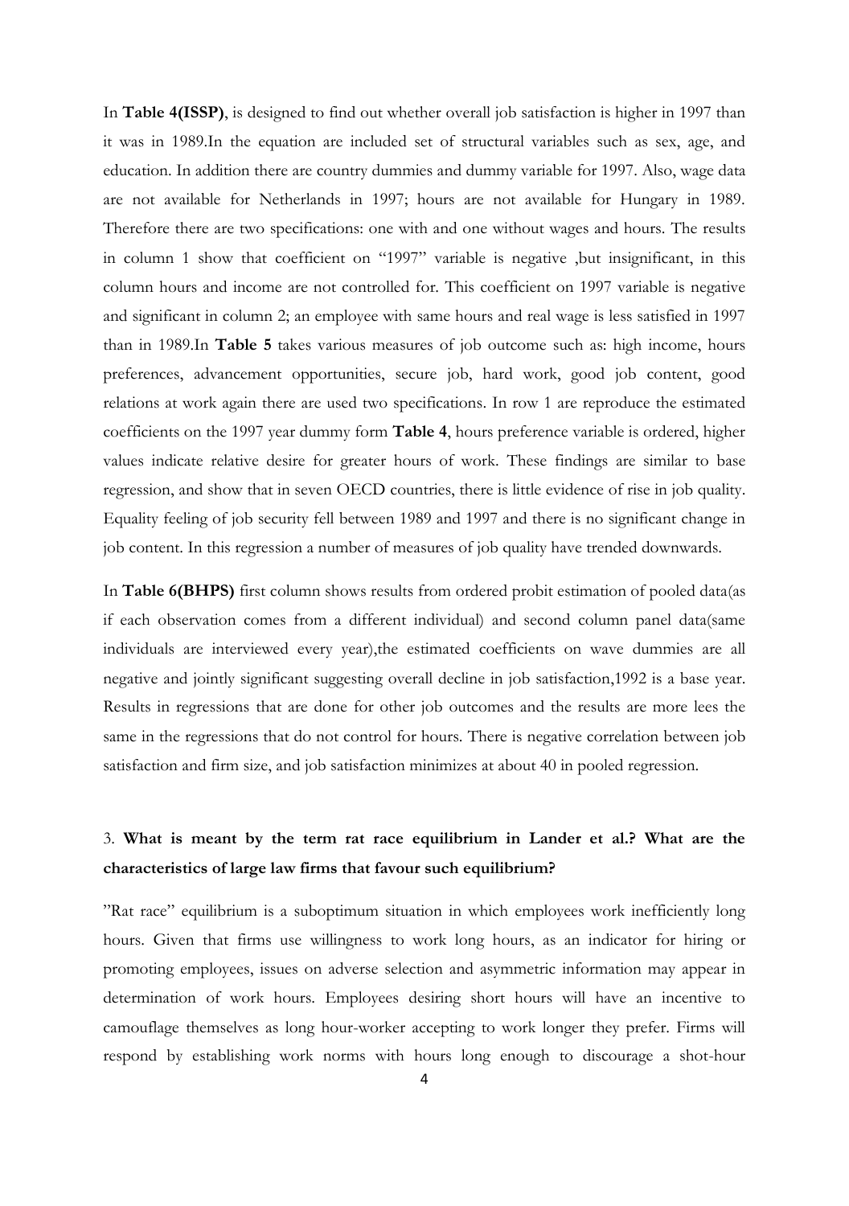In **Table 4(ISSP)**, is designed to find out whether overall job satisfaction is higher in 1997 than it was in 1989.In the equation are included set of structural variables such as sex, age, and education. In addition there are country dummies and dummy variable for 1997. Also, wage data are not available for Netherlands in 1997; hours are not available for Hungary in 1989. Therefore there are two specifications: one with and one without wages and hours. The results in column 1 show that coefficient on "1997" variable is negative ,but insignificant, in this column hours and income are not controlled for. This coefficient on 1997 variable is negative and significant in column 2; an employee with same hours and real wage is less satisfied in 1997 than in 1989.In **Table 5** takes various measures of job outcome such as: high income, hours preferences, advancement opportunities, secure job, hard work, good job content, good relations at work again there are used two specifications. In row 1 are reproduce the estimated coefficients on the 1997 year dummy form **Table 4**, hours preference variable is ordered, higher values indicate relative desire for greater hours of work. These findings are similar to base regression, and show that in seven OECD countries, there is little evidence of rise in job quality. Equality feeling of job security fell between 1989 and 1997 and there is no significant change in job content. In this regression a number of measures of job quality have trended downwards.

In **Table 6(BHPS)** first column shows results from ordered probit estimation of pooled data(as if each observation comes from a different individual) and second column panel data(same individuals are interviewed every year),the estimated coefficients on wave dummies are all negative and jointly significant suggesting overall decline in job satisfaction,1992 is a base year. Results in regressions that are done for other job outcomes and the results are more lees the same in the regressions that do not control for hours. There is negative correlation between job satisfaction and firm size, and job satisfaction minimizes at about 40 in pooled regression.

3. **What is meant by the term rat race equilibrium in Lander et al.? What are the characteristics of large law firms that favour such equilibrium?**

"Rat race" equilibrium is a suboptimum situation in which employees work inefficiently long hours. Given that firms use willingness to work long hours, as an indicator for hiring or promoting employees, issues on adverse selection and asymmetric information may appear in determination of work hours. Employees desiring short hours will have an incentive to camouflage themselves as long hour-worker accepting to work longer they prefer. Firms will respond by establishing work norms with hours long enough to discourage a shot-hour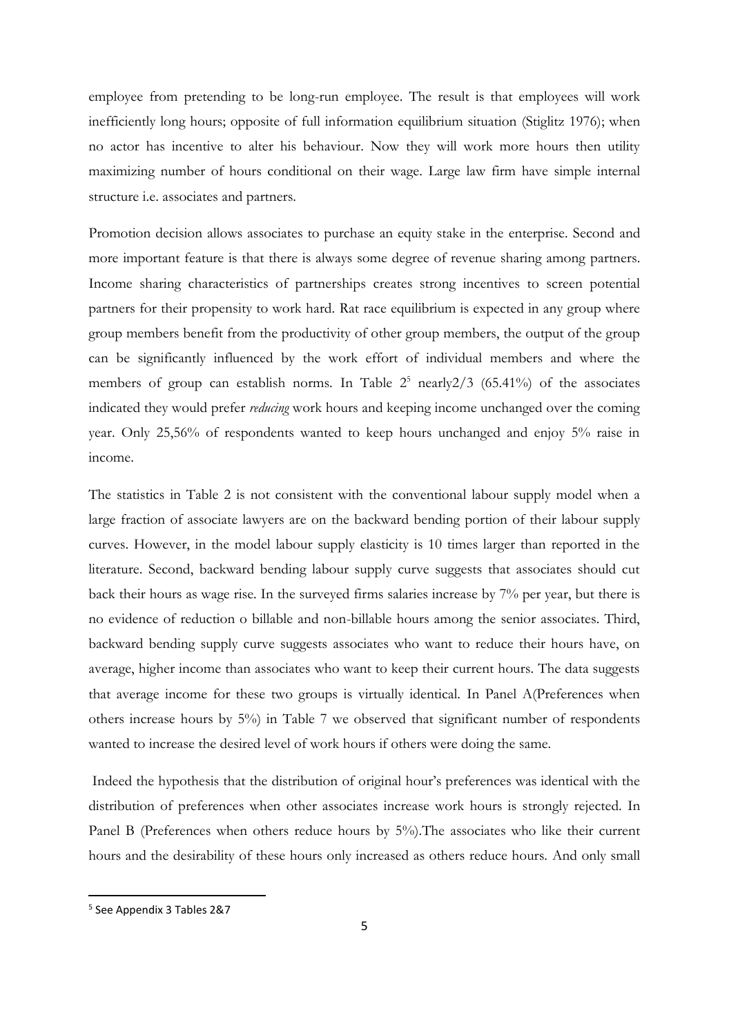employee from pretending to be long-run employee. The result is that employees will work inefficiently long hours; opposite of full information equilibrium situation (Stiglitz 1976); when no actor has incentive to alter his behaviour. Now they will work more hours then utility maximizing number of hours conditional on their wage. Large law firm have simple internal structure i.e. associates and partners.

Promotion decision allows associates to purchase an equity stake in the enterprise. Second and more important feature is that there is always some degree of revenue sharing among partners. Income sharing characteristics of partnerships creates strong incentives to screen potential partners for their propensity to work hard. Rat race equilibrium is expected in any group where group members benefit from the productivity of other group members, the output of the group can be significantly influenced by the work effort of individual members and where the members of group can establish norms. In Table 2[5] nearly2/3 (65.41%) of the associates indicated they would prefer *reducing* work hours and keeping income unchanged over the coming year. Only 25,56% of respondents wanted to keep hours unchanged and enjoy 5% raise in income.

The statistics in Table 2 is not consistent with the conventional labour supply model when a large fraction of associate lawyers are on the backward bending portion of their labour supply curves. However, in the model labour supply elasticity is 10 times larger than reported in the literature. Second, backward bending labour supply curve suggests that associates should cut back their hours as wage rise. In the surveyed firms salaries increase by 7% per year, but there is no evidence of reduction o billable and non-billable hours among the senior associates. Third, backward bending supply curve suggests associates who want to reduce their hours have, on average, higher income than associates who want to keep their current hours. The data suggests that average income for these two groups is virtually identical. In Panel A(Preferences when others increase hours by 5%) in Table 7 we observed that significant number of respondents wanted to increase the desired level of work hours if others were doing the same.

Indeed the hypothesis that the distribution of original hour's preferences was identical with the distribution of preferences when other associates increase work hours is strongly rejected. In Panel B (Preferences when others reduce hours by 5%).The associates who like their current hours and the desirability of these hours only increased as others reduce hours. And only small

[5] See Appendix 3 Tables 2&7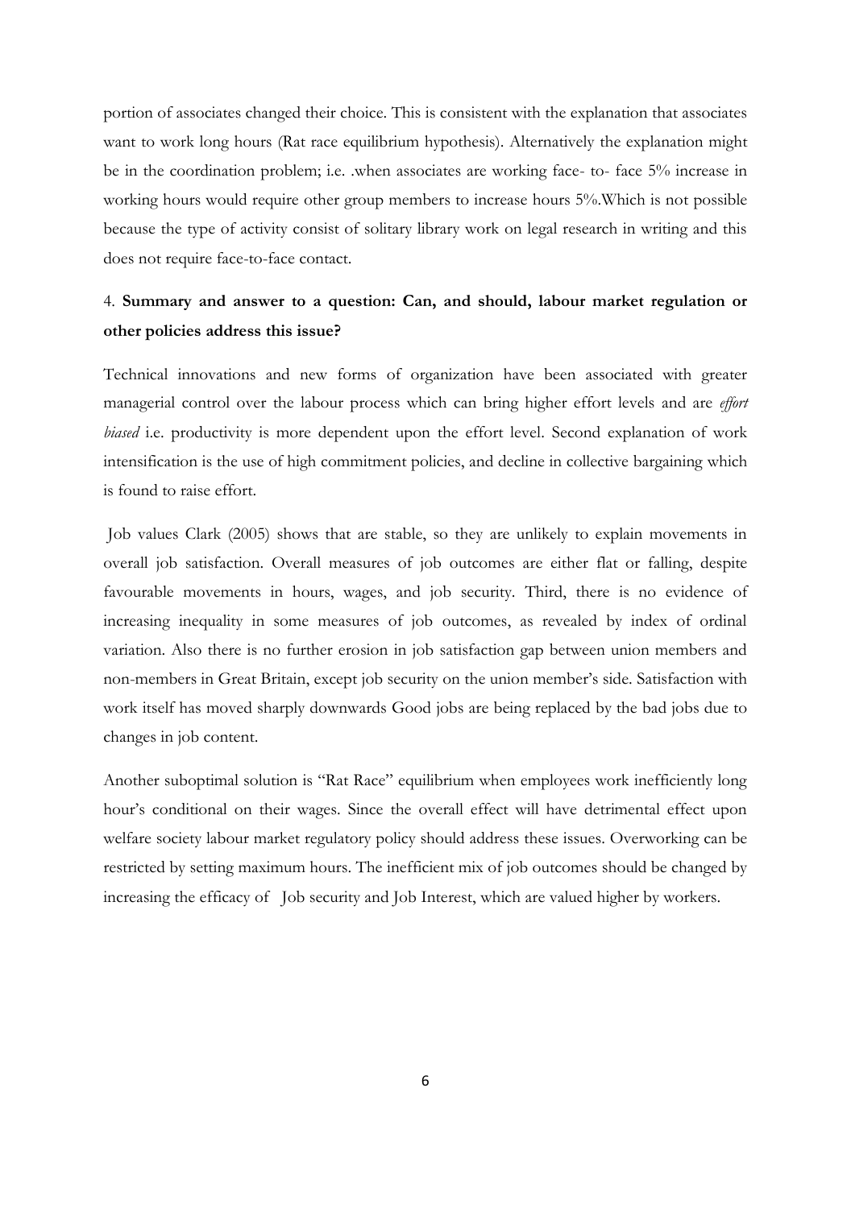portion of associates changed their choice. This is consistent with the explanation that associates want to work long hours (Rat race equilibrium hypothesis). Alternatively the explanation might be in the coordination problem; i.e. .when associates are working face- to- face 5% increase in working hours would require other group members to increase hours 5%.Which is not possible because the type of activity consist of solitary library work on legal research in writing and this does not require face-to-face contact.

## 4. **Summary and answer to a question: Can, and should, labour market regulation or other policies address this issue?**

Technical innovations and new forms of organization have been associated with greater managerial control over the labour process which can bring higher effort levels and are *effort biased* i.e. productivity is more dependent upon the effort level. Second explanation of work intensification is the use of high commitment policies, and decline in collective bargaining which is found to raise effort.

Job values Clark (2005) shows that are stable, so they are unlikely to explain movements in overall job satisfaction. Overall measures of job outcomes are either flat or falling, despite favourable movements in hours, wages, and job security. Third, there is no evidence of increasing inequality in some measures of job outcomes, as revealed by index of ordinal variation. Also there is no further erosion in job satisfaction gap between union members and non-members in Great Britain, except job security on the union member's side. Satisfaction with work itself has moved sharply downwards Good jobs are being replaced by the bad jobs due to changes in job content.

Another suboptimal solution is "Rat Race" equilibrium when employees work inefficiently long hour's conditional on their wages. Since the overall effect will have detrimental effect upon welfare society labour market regulatory policy should address these issues. Overworking can be restricted by setting maximum hours. The inefficient mix of job outcomes should be changed by increasing the efficacy of Job security and Job Interest, which are valued higher by workers.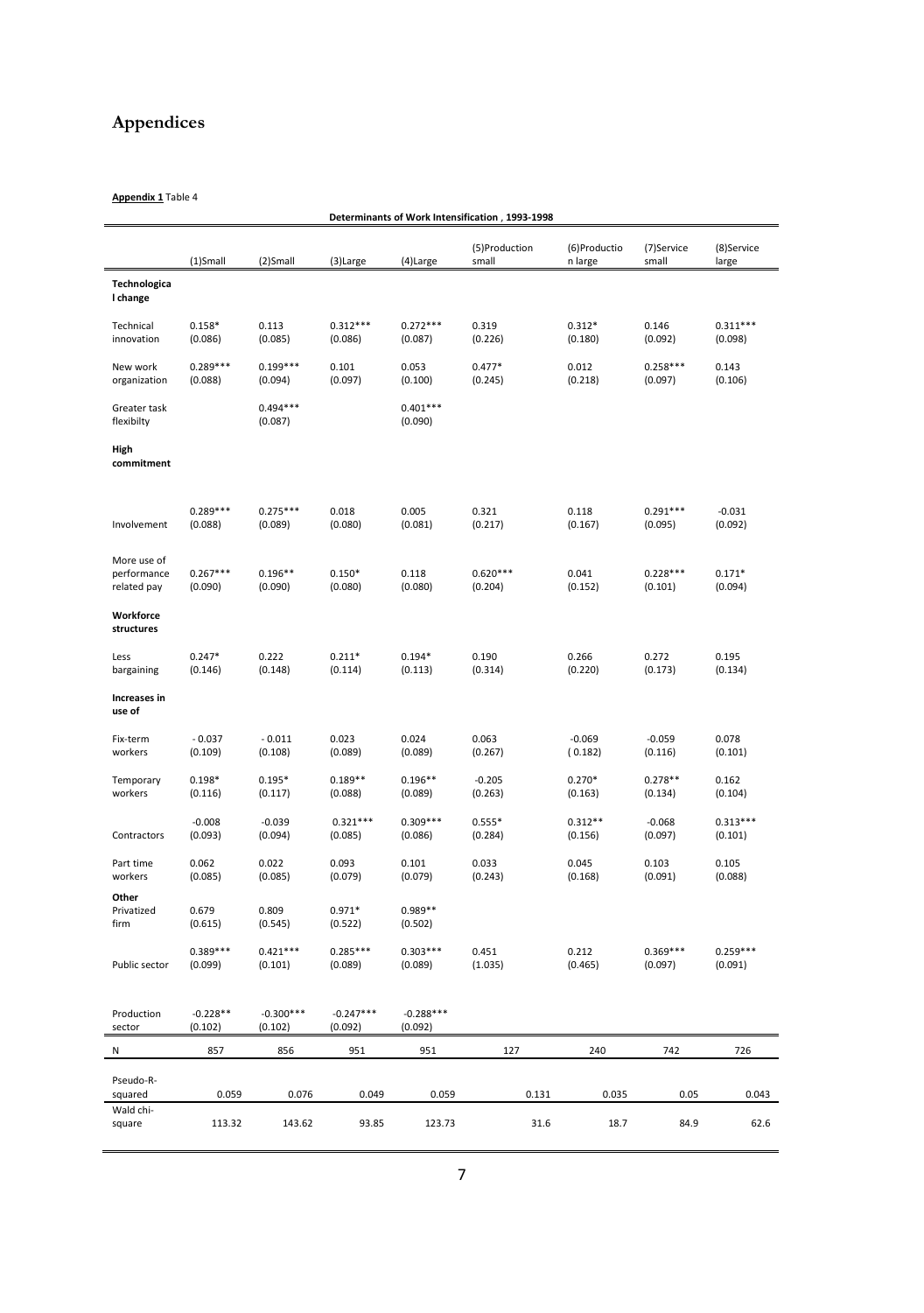# Appendices

**Appendix 1** Table 4

**Determinants of Work Intensification , 1993-1998**

| | (1)Small | (2)Small | (3)Large | (4)Large | (5)Production small | (6)Production large | (7)Service small | (8)Service large |
|---|---|---|---|---|---|---|---|---|
| **Technological change** | | | | | | | | |
| Technical innovation | 0.158* (0.086) | 0.113 (0.085) | 0.312*** (0.086) | 0.272*** (0.087) | 0.319 (0.226) | 0.312* (0.180) | 0.146 (0.092) | 0.311*** (0.098) |
| New work organization | 0.289*** (0.088) | 0.199*** (0.094) | 0.101 (0.097) | 0.053 (0.100) | 0.477* (0.245) | 0.012 (0.218) | 0.258*** (0.097) | 0.143 (0.106) |
| Greater task flexibilty | | 0.494*** (0.087) | | 0.401*** (0.090) | | | | |
| **High commitment** | | | | | | | | |
| Involvement | 0.289*** (0.088) | 0.275*** (0.089) | 0.018 (0.080) | 0.005 (0.081) | 0.321 (0.217) | 0.118 (0.167) | 0.291*** (0.095) | -0.031 (0.092) |
| More use of performance related pay | 0.267*** (0.090) | 0.196** (0.090) | 0.150* (0.080) | 0.118 (0.080) | 0.620*** (0.204) | 0.041 (0.152) | 0.228*** (0.101) | 0.171* (0.094) |
| **Workforce structures** | | | | | | | | |
| Less bargaining | 0.247* (0.146) | 0.222 (0.148) | 0.211* (0.114) | 0.194* (0.113) | 0.190 (0.314) | 0.266 (0.220) | 0.272 (0.173) | 0.195 (0.134) |
| **Increases in use of** | | | | | | | | |
| Fix-term workers | - 0.037 (0.109) | - 0.011 (0.108) | 0.023 (0.089) | 0.024 (0.089) | 0.063 (0.267) | -0.069 ( 0.182) | -0.059 (0.116) | 0.078 (0.101) |
| Temporary workers | 0.198* (0.116) | 0.195* (0.117) | 0.189** (0.088) | 0.196** (0.089) | -0.205 (0.263) | 0.270* (0.163) | 0.278** (0.134) | 0.162 (0.104) |
| Contractors | -0.008 (0.093) | -0.039 (0.094) | 0.321*** (0.085) | 0.309*** (0.086) | 0.555* (0.284) | 0.312** (0.156) | -0.068 (0.097) | 0.313*** (0.101) |
| Part time workers | 0.062 (0.085) | 0.022 (0.085) | 0.093 (0.079) | 0.101 (0.079) | 0.033 (0.243) | 0.045 (0.168) | 0.103 (0.091) | 0.105 (0.088) |
| **Other** | | | | | | | | |
| Privatized firm | 0.679 (0.615) | 0.809 (0.545) | 0.971* (0.522) | 0.989** (0.502) | | | | |
| Public sector | 0.389*** (0.099) | 0.421*** (0.101) | 0.285*** (0.089) | 0.303*** (0.089) | 0.451 (1.035) | 0.212 (0.465) | 0.369*** (0.097) | 0.259*** (0.091) |
| Production sector | -0.228** (0.102) | -0.300*** (0.102) | -0.247*** (0.092) | -0.288*** (0.092) | | | | |
| N | 857 | 856 | 951 | 951 | 127 | 240 | 742 | 726 |
| Pseudo-R-squared | 0.059 | 0.076 | 0.049 | 0.059 | 0.131 | 0.035 | 0.05 | 0.043 |
| Wald chi-square | 113.32 | 143.62 | 93.85 | 123.73 | 31.6 | 18.7 | 84.9 | 62.6 |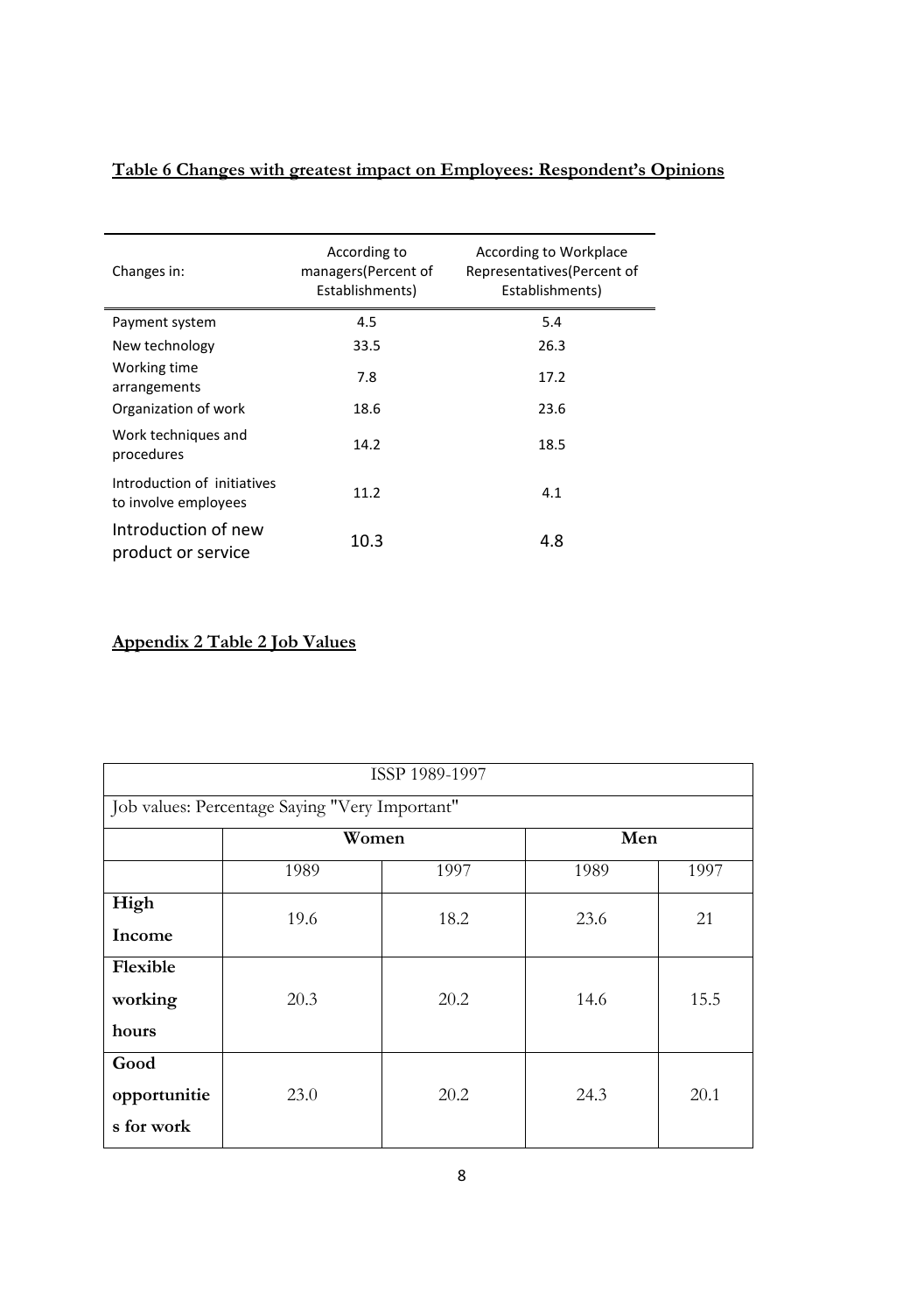**Table 6 Changes with greatest impact on Employees: Respondent's Opinions**

| Changes in: | According to managers(Percent of Establishments) | According to Workplace Representatives(Percent of Establishments) |
|---|---|---|
| Payment system | 4.5 | 5.4 |
| New technology | 33.5 | 26.3 |
| Working time arrangements | 7.8 | 17.2 |
| Organization of work | 18.6 | 23.6 |
| Work techniques and procedures | 14.2 | 18.5 |
| Introduction of initiatives to involve employees | 11.2 | 4.1 |
| Introduction of new product or service | 10.3 | 4.8 |

**Appendix 2 Table 2 Job Values**

| ISSP 1989-1997 | | | | |
|---|---|---|---|---|
| Job values: Percentage Saying "Very Important" | | | | |
| | **Women** | | **Men** | |
| | 1989 | 1997 | 1989 | 1997 |
| **High Income** | 19.6 | 18.2 | 23.6 | 21 |
| **Flexible working hours** | 20.3 | 20.2 | 14.6 | 15.5 |
| **Good opportunities for work** | 23.0 | 20.2 | 24.3 | 20.1 |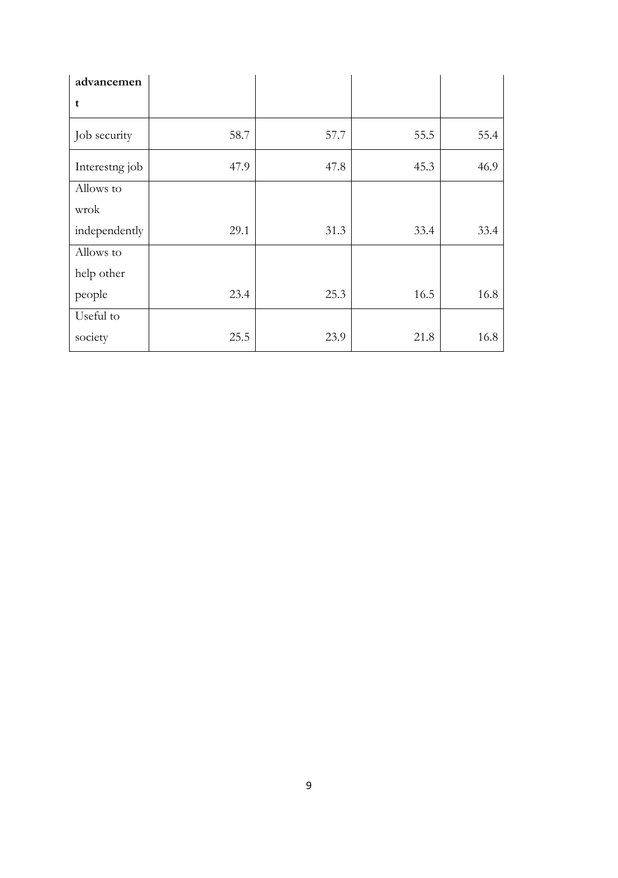| | | | | |
|---|---|---|---|---|
| **advancement** | | | | |
| Job security | 58.7 | 57.7 | 55.5 | 55.4 |
| Interestng job | 47.9 | 47.8 | 45.3 | 46.9 |
| Allows to wrok independently | 29.1 | 31.3 | 33.4 | 33.4 |
| Allows to help other people | 23.4 | 25.3 | 16.5 | 16.8 |
| Useful to society | 25.5 | 23.9 | 21.8 | 16.8 |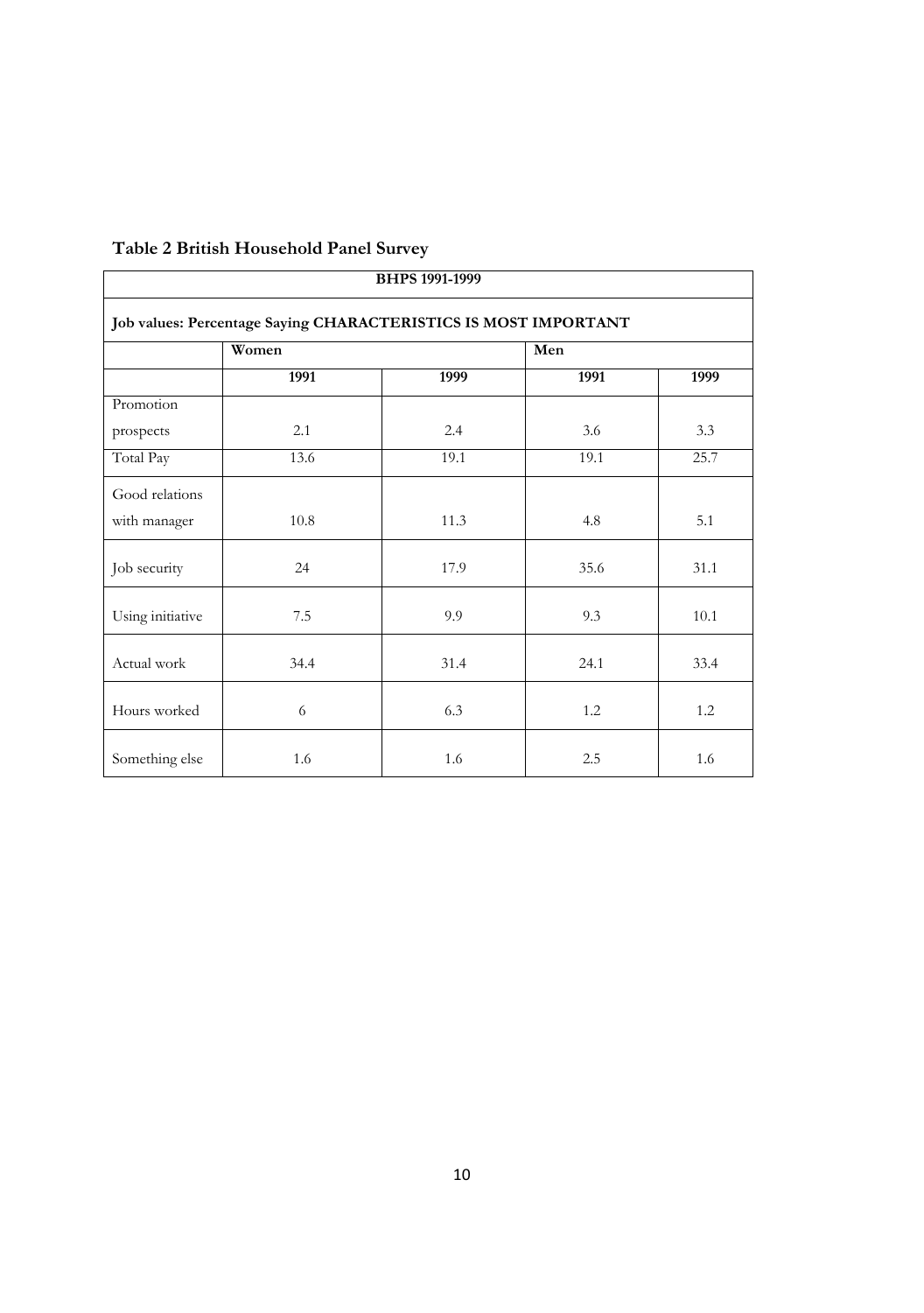**Table 2 British Household Panel Survey**

| BHPS 1991-1999 | | | | |
|---|---|---|---|---|
| **Job values: Percentage Saying CHARACTERISTICS IS MOST IMPORTANT** | | | | |
| | **Women** | | **Men** | |
| | **1991** | **1999** | **1991** | **1999** |
| Promotion prospects | 2.1 | 2.4 | 3.6 | 3.3 |
| Total Pay | 13.6 | 19.1 | 19.1 | 25.7 |
| Good relations with manager | 10.8 | 11.3 | 4.8 | 5.1 |
| Job security | 24 | 17.9 | 35.6 | 31.1 |
| Using initiative | 7.5 | 9.9 | 9.3 | 10.1 |
| Actual work | 34.4 | 31.4 | 24.1 | 33.4 |
| Hours worked | 6 | 6.3 | 1.2 | 1.2 |
| Something else | 1.6 | 1.6 | 2.5 | 1.6 |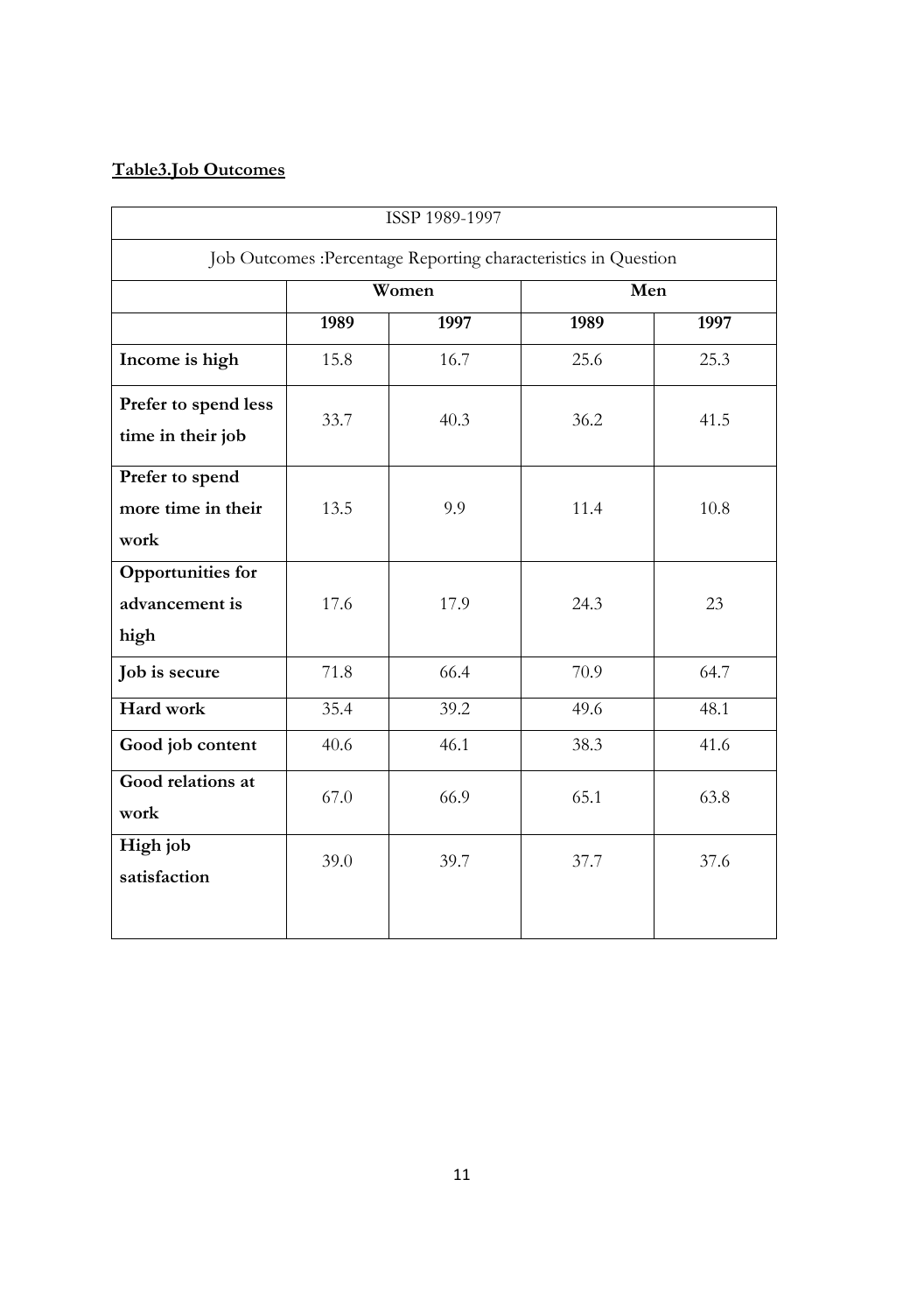**Table3.Job Outcomes**

| ISSP 1989-1997 | | | | |
|---|---|---|---|---|
| Job Outcomes :Percentage Reporting characteristics in Question | | | | |
| | **Women** | | **Men** | |
| | **1989** | **1997** | **1989** | **1997** |
| **Income is high** | 15.8 | 16.7 | 25.6 | 25.3 |
| **Prefer to spend less time in their job** | 33.7 | 40.3 | 36.2 | 41.5 |
| **Prefer to spend more time in their work** | 13.5 | 9.9 | 11.4 | 10.8 |
| **Opportunities for advancement is high** | 17.6 | 17.9 | 24.3 | 23 |
| **Job is secure** | 71.8 | 66.4 | 70.9 | 64.7 |
| **Hard work** | 35.4 | 39.2 | 49.6 | 48.1 |
| **Good job content** | 40.6 | 46.1 | 38.3 | 41.6 |
| **Good relations at work** | 67.0 | 66.9 | 65.1 | 63.8 |
| **High job satisfaction** | 39.0 | 39.7 | 37.7 | 37.6 |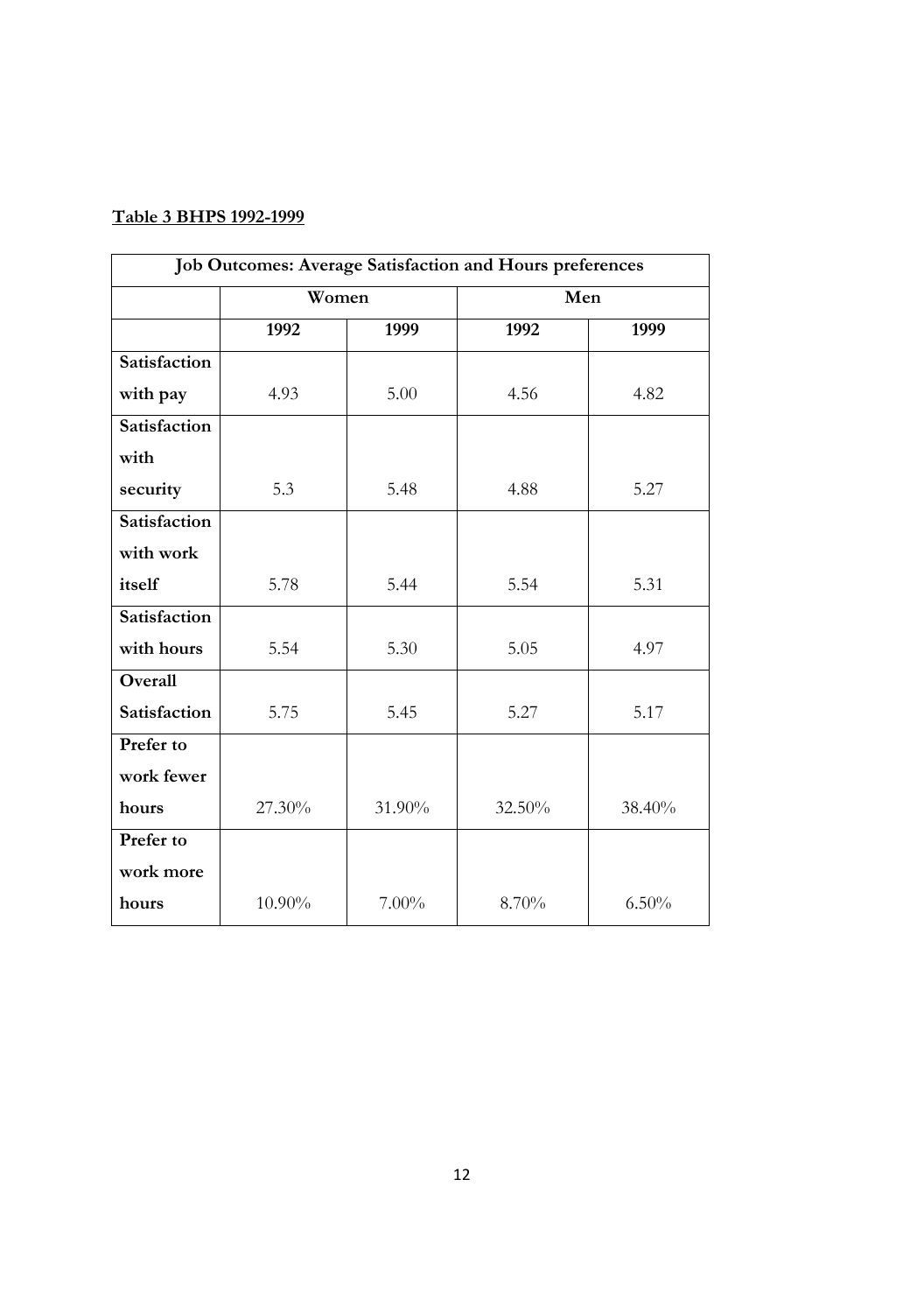**Table 3 BHPS 1992-1999**

| Job Outcomes: Average Satisfaction and Hours preferences | | | | |
|---|---|---|---|---|
| | Women | | Men | |
| | 1992 | 1999 | 1992 | 1999 |
| **Satisfaction with pay** | 4.93 | 5.00 | 4.56 | 4.82 |
| **Satisfaction with security** | 5.3 | 5.48 | 4.88 | 5.27 |
| **Satisfaction with work itself** | 5.78 | 5.44 | 5.54 | 5.31 |
| **Satisfaction with hours** | 5.54 | 5.30 | 5.05 | 4.97 |
| **Overall Satisfaction** | 5.75 | 5.45 | 5.27 | 5.17 |
| **Prefer to work fewer hours** | 27.30% | 31.90% | 32.50% | 38.40% |
| **Prefer to work more hours** | 10.90% | 7.00% | 8.70% | 6.50% |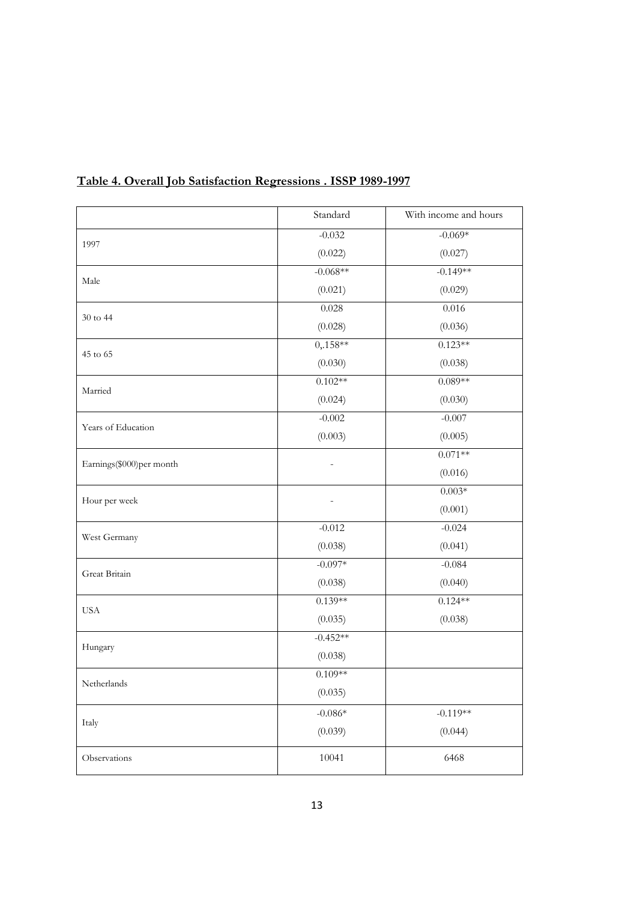**Table 4. Overall Job Satisfaction Regressions . ISSP 1989-1997**

| | Standard | With income and hours |
|---|---|---|
| 1997 | -0.032<br>(0.022) | -0.069*<br>(0.027) |
| Male | -0.068**<br>(0.021) | -0.149**<br>(0.029) |
| 30 to 44 | 0.028<br>(0.028) | 0.016<br>(0.036) |
| 45 to 65 | 0,.158**<br>(0.030) | 0.123**<br>(0.038) |
| Married | 0.102**<br>(0.024) | 0.089**<br>(0.030) |
| Years of Education | -0.002<br>(0.003) | -0.007<br>(0.005) |
| Earnings($000)per month | - | 0.071**<br>(0.016) |
| Hour per week | - | 0.003*<br>(0.001) |
| West Germany | -0.012<br>(0.038) | -0.024<br>(0.041) |
| Great Britain | -0.097*<br>(0.038) | -0.084<br>(0.040) |
| USA | 0.139**<br>(0.035) | 0.124**<br>(0.038) |
| Hungary | -0.452**<br>(0.038) | |
| Netherlands | 0.109**<br>(0.035) | |
| Italy | -0.086*<br>(0.039) | -0.119**<br>(0.044) |
| Observations | 10041 | 6468 |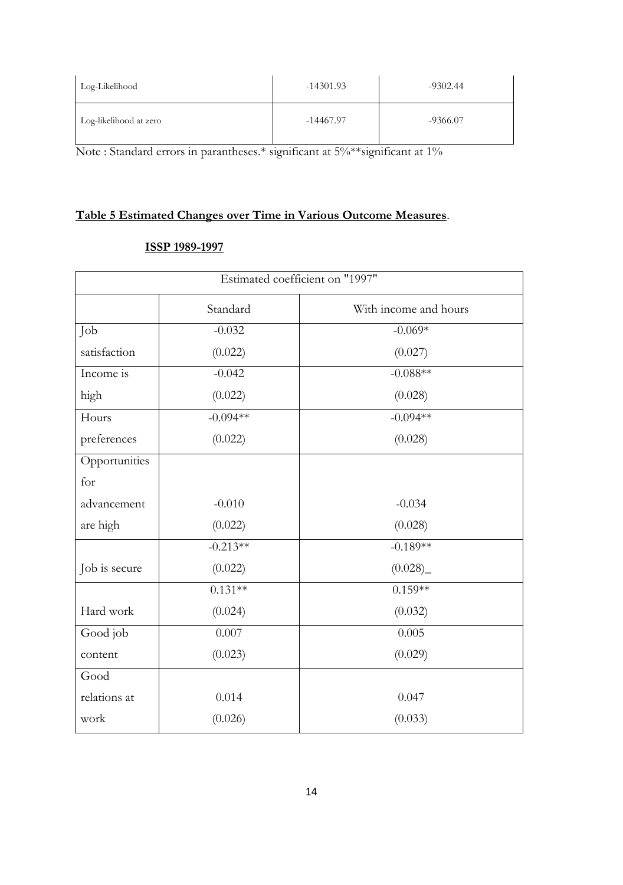| | | |
|---|---|---|
| Log-Likelihood | -14301.93 | -9302.44 |
| Log-likelihood at zero | -14467.97 | -9366.07 |

Note : Standard errors in parantheses.* significant at 5%**significant at 1%

**Table 5 Estimated Changes over Time in Various Outcome Measures**.

**ISSP 1989-1997**

| Estimated coefficient on "1997" | | |
|---|---|---|
| | Standard | With income and hours |
| Job satisfaction | -0.032<br>(0.022) | -0.069*<br>(0.027) |
| Income is high | -0.042<br>(0.022) | -0.088**<br>(0.028) |
| Hours preferences | -0.094**<br>(0.022) | -0.094**<br>(0.028) |
| Opportunities for advancement are high | -0.010<br>(0.022) | -0.034<br>(0.028) |
| Job is secure | -0.213**<br>(0.022) | -0.189**<br>(0.028)_ |
| Hard work | 0.131**<br>(0.024) | 0.159**<br>(0.032) |
| Good job content | 0.007<br>(0.023) | 0.005<br>(0.029) |
| Good relations at work | 0.014<br>(0.026) | 0.047<br>(0.033) |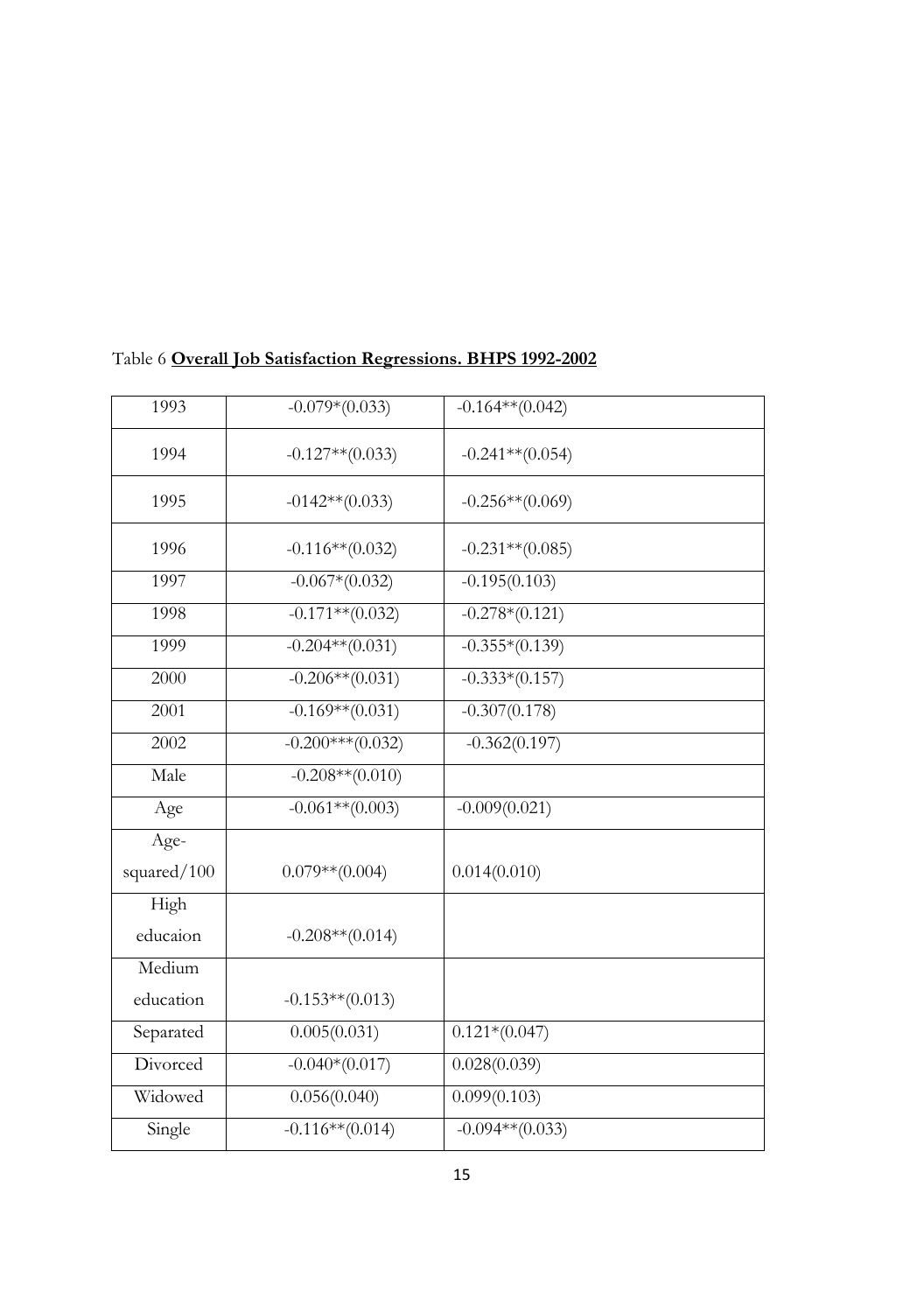Table 6 **Overall Job Satisfaction Regressions. BHPS 1992-2002**

| | | |
|---|---|---|
| 1993 | -0.079*(0.033) | -0.164**(0.042) |
| 1994 | -0.127**(0.033) | -0.241**(0.054) |
| 1995 | -0142**(0.033) | -0.256**(0.069) |
| 1996 | -0.116**(0.032) | -0.231**(0.085) |
| 1997 | -0.067*(0.032) | -0.195(0.103) |
| 1998 | -0.171**(0.032) | -0.278*(0.121) |
| 1999 | -0.204**(0.031) | -0.355*(0.139) |
| 2000 | -0.206**(0.031) | -0.333*(0.157) |
| 2001 | -0.169**(0.031) | -0.307(0.178) |
| 2002 | -0.200***(0.032) | -0.362(0.197) |
| Male | -0.208**(0.010) | |
| Age | -0.061**(0.003) | -0.009(0.021) |
| Age-squared/100 | 0.079**(0.004) | 0.014(0.010) |
| High educaion | -0.208**(0.014) | |
| Medium education | -0.153**(0.013) | |
| Separated | 0.005(0.031) | 0.121*(0.047) |
| Divorced | -0.040*(0.017) | 0.028(0.039) |
| Widowed | 0.056(0.040) | 0.099(0.103) |
| Single | -0.116**(0.014) | -0.094**(0.033) |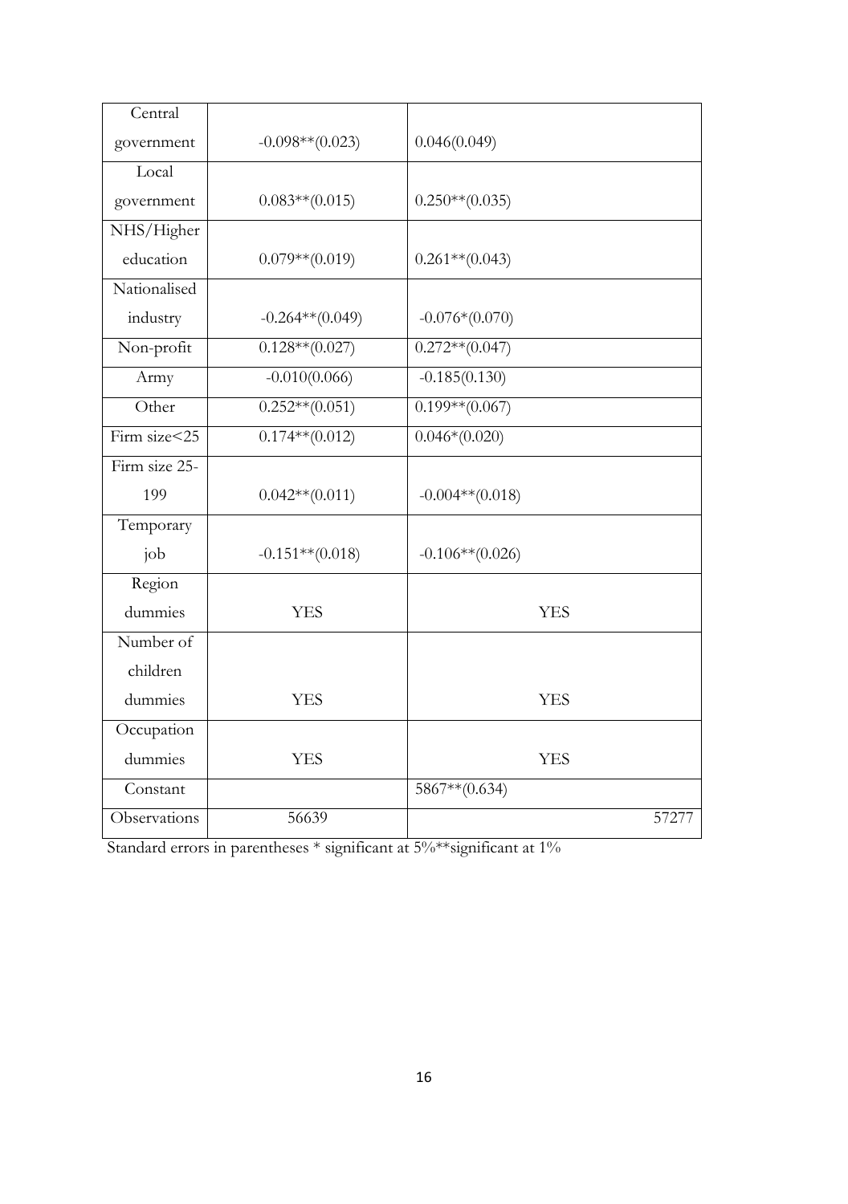| | | |
|---|---|---|
| Central government | -0.098**(0.023) | 0.046(0.049) |
| Local government | 0.083**(0.015) | 0.250**(0.035) |
| NHS/Higher education | 0.079**(0.019) | 0.261**(0.043) |
| Nationalised industry | -0.264**(0.049) | -0.076*(0.070) |
| Non-profit | 0.128**(0.027) | 0.272**(0.047) |
| Army | -0.010(0.066) | -0.185(0.130) |
| Other | 0.252**(0.051) | 0.199**(0.067) |
| Firm size<25 | 0.174**(0.012) | 0.046*(0.020) |
| Firm size 25-199 | 0.042**(0.011) | -0.004**(0.018) |
| Temporary job | -0.151**(0.018) | -0.106**(0.026) |
| Region dummies | YES | YES |
| Number of children dummies | YES | YES |
| Occupation dummies | YES | YES |
| Constant | | 5867**(0.634) |
| Observations | 56639 | 57277 |

Standard errors in parentheses * significant at 5%**significant at 1%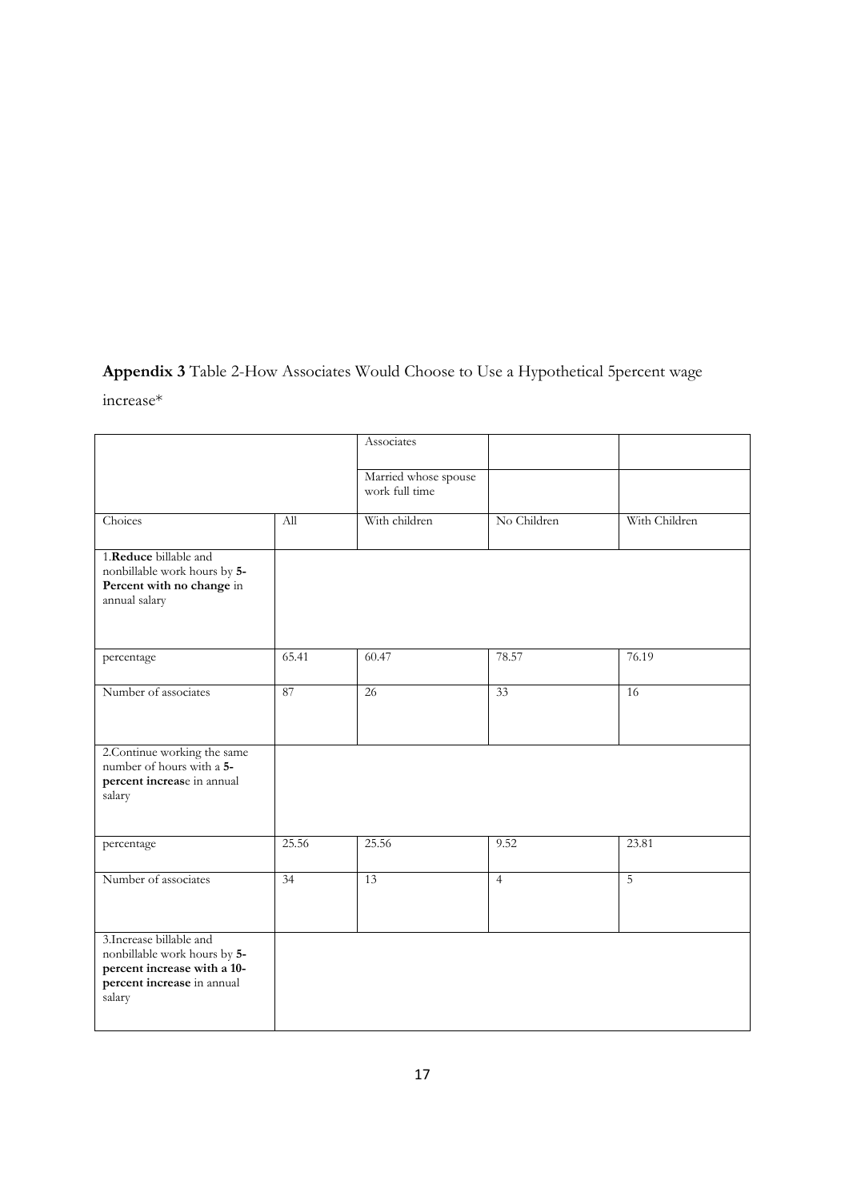**Appendix 3** Table 2-How Associates Would Choose to Use a Hypothetical 5percent wage increase*

| | | Associates | | |
|---|---|---|---|---|
| | | Married whose spouse work full time | | |
| Choices | All | With children | No Children | With Children |
| 1.**Reduce** billable and nonbillable work hours by **5-Percent with no change** in annual salary | | | | |
| percentage | 65.41 | 60.47 | 78.57 | 76.19 |
| Number of associates | 87 | 26 | 33 | 16 |
| 2.Continue working the same number of hours with a **5-percent increas**e in annual salary | | | | |
| percentage | 25.56 | 25.56 | 9.52 | 23.81 |
| Number of associates | 34 | 13 | 4 | 5 |
| 3.Increase billable and nonbillable work hours by **5-percent increase with a 10-percent increase** in annual salary | | | | |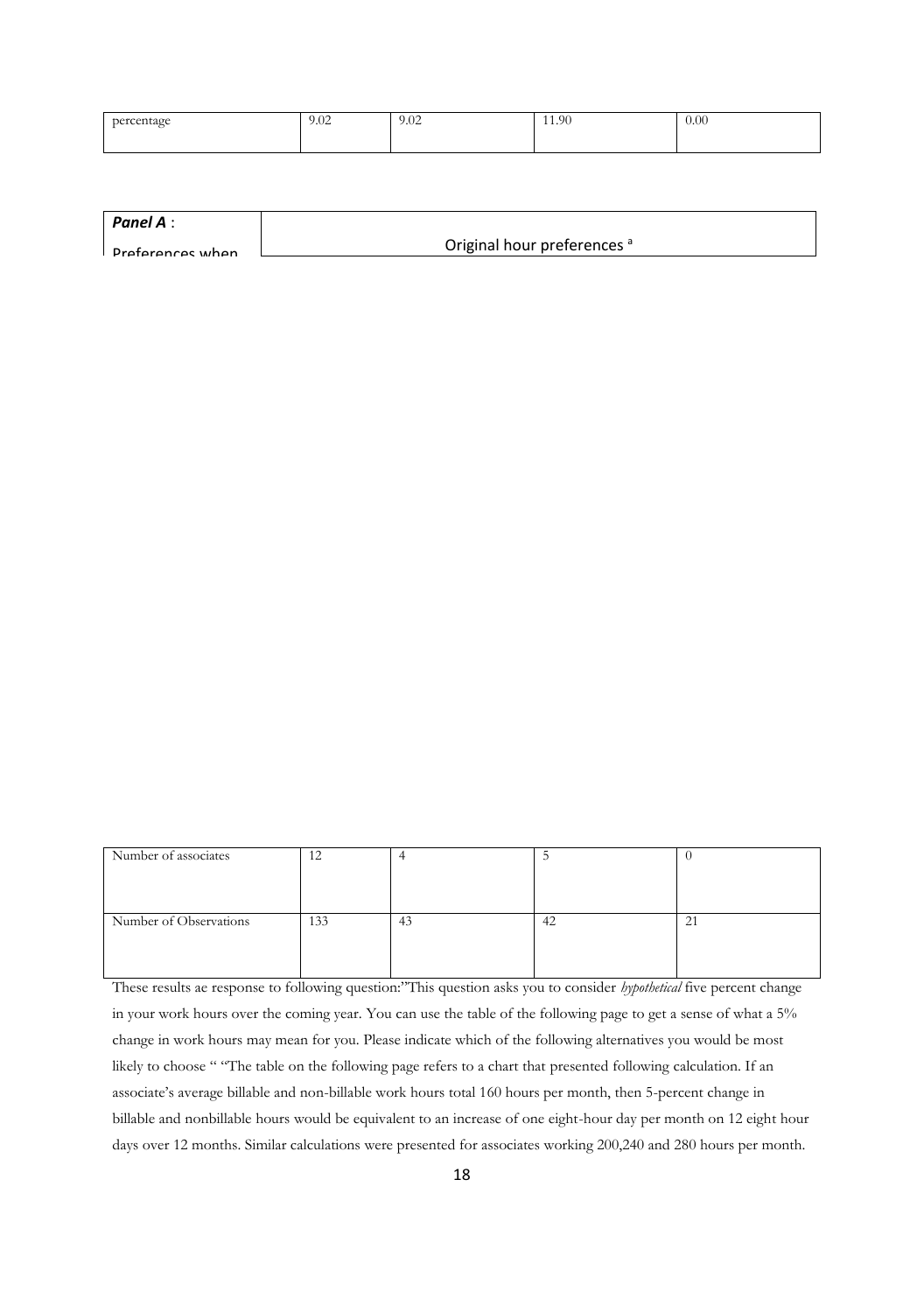| percentage | 9.02 | 9.02 | 11.90 | 0.00 |
|---|---|---|---|---|

| ***Panel A*** : Preferences when | Original hour preferences [a] |
|---|---|

| Number of associates | 12 | 4 | 5 | 0 |
|---|---|---|---|---|
| Number of Observations | 133 | 43 | 42 | 21 |

These results ae response to following question:"This question asks you to consider *hypothetical* five percent change in your work hours over the coming year. You can use the table of the following page to get a sense of what a 5% change in work hours may mean for you. Please indicate which of the following alternatives you would be most likely to choose " "The table on the following page refers to a chart that presented following calculation. If an associate's average billable and non-billable work hours total 160 hours per month, then 5-percent change in billable and nonbillable hours would be equivalent to an increase of one eight-hour day per month on 12 eight hour days over 12 months. Similar calculations were presented for associates working 200,240 and 280 hours per month.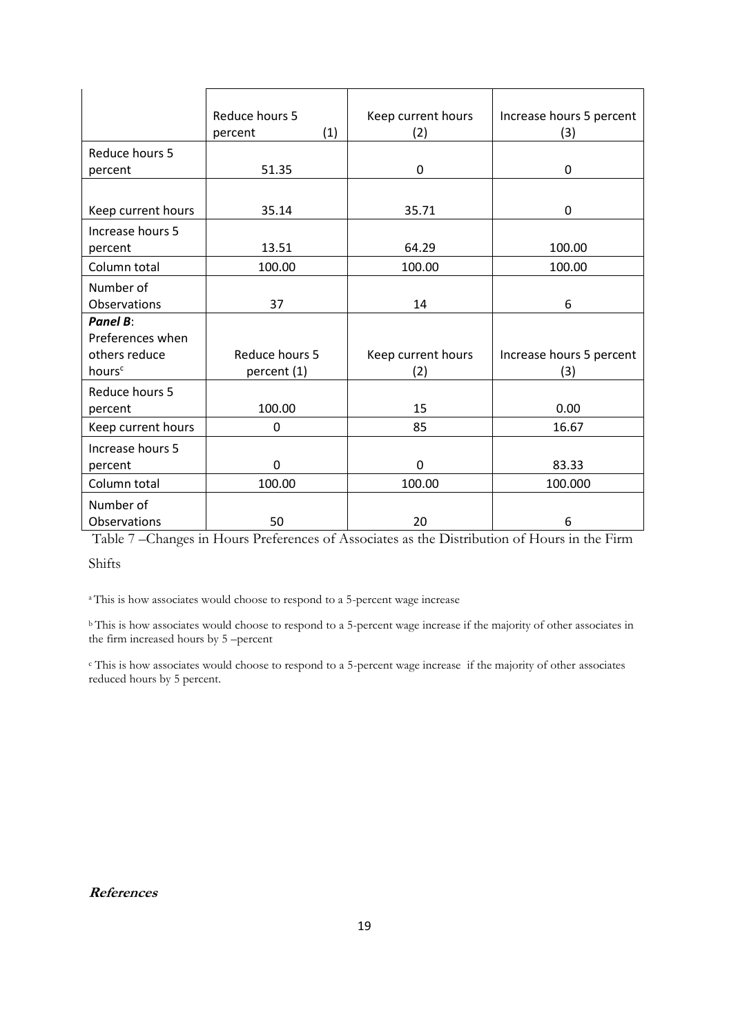| | Reduce hours 5 percent (1) | Keep current hours (2) | Increase hours 5 percent (3) |
|---|---|---|---|
| Reduce hours 5 percent | 51.35 | 0 | 0 |
| Keep current hours | 35.14 | 35.71 | 0 |
| Increase hours 5 percent | 13.51 | 64.29 | 100.00 |
| Column total | 100.00 | 100.00 | 100.00 |
| Number of Observations | 37 | 14 | 6 |
| ***Panel B***: Preferences when others reduce hours[c] | Reduce hours 5 percent (1) | Keep current hours (2) | Increase hours 5 percent (3) |
| Reduce hours 5 percent | 100.00 | 15 | 0.00 |
| Keep current hours | 0 | 85 | 16.67 |
| Increase hours 5 percent | 0 | 0 | 83.33 |
| Column total | 100.00 | 100.00 | 100.000 |
| Number of Observations | 50 | 20 | 6 |

Table 7 –Changes in Hours Preferences of Associates as the Distribution of Hours in the Firm Shifts

[a] This is how associates would choose to respond to a 5-percent wage increase

[b] This is how associates would choose to respond to a 5-percent wage increase if the majority of other associates in the firm increased hours by 5 –percent

[c] This is how associates would choose to respond to a 5-percent wage increase if the majority of other associates reduced hours by 5 percent.

***References***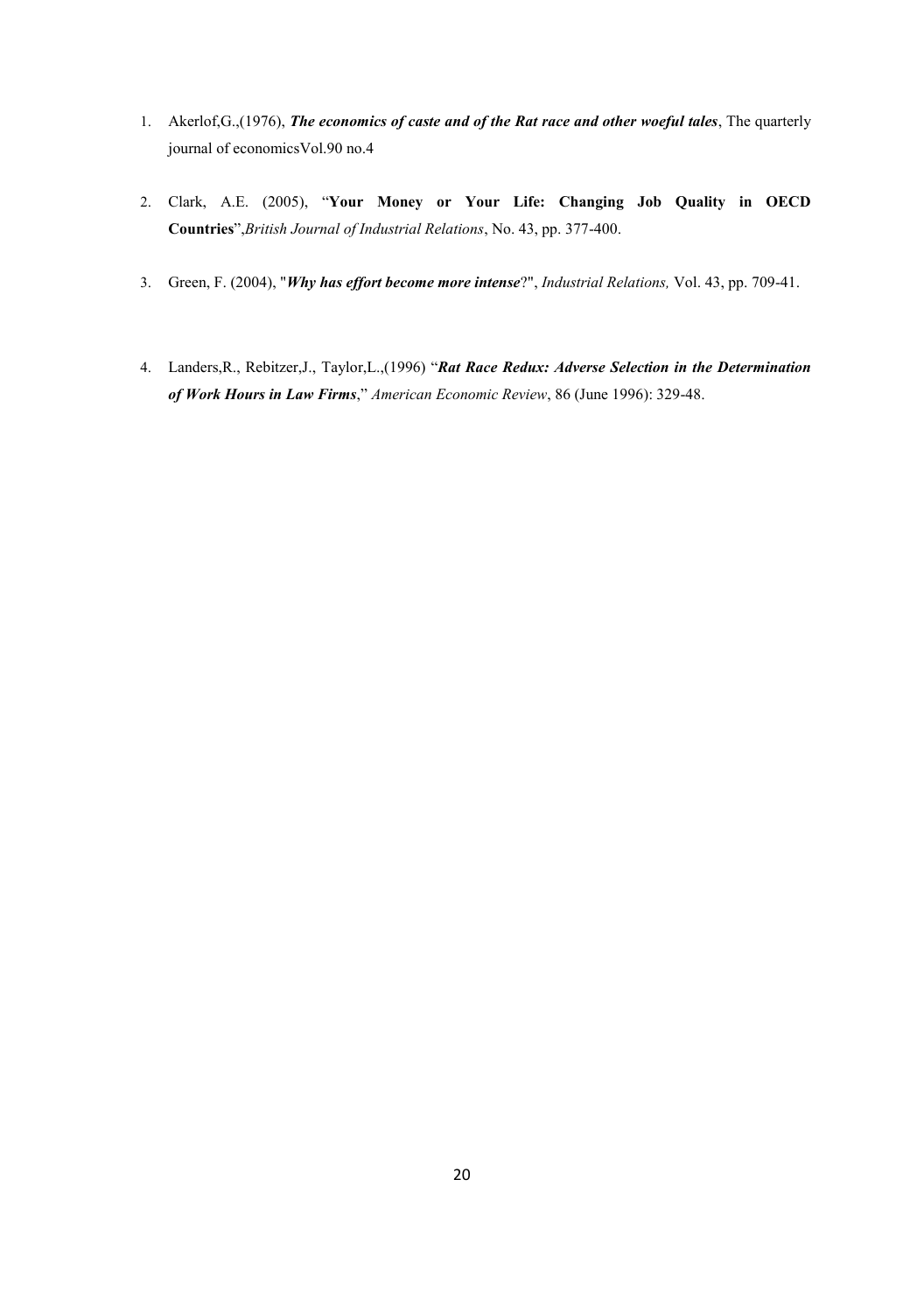1. Akerlof,G.,(1976), ***The economics of caste and of the Rat race and other woeful tales***, The quarterly journal of economicsVol.90 no.4

2. Clark, A.E. (2005), "**Your Money or Your Life: Changing Job Quality in OECD Countries**",*British Journal of Industrial Relations*, No. 43, pp. 377-400.

3. Green, F. (2004), "***Why has effort become more intense***?", *Industrial Relations,* Vol. 43, pp. 709-41.

4. Landers,R., Rebitzer,J., Taylor,L.,(1996) "***Rat Race Redux: Adverse Selection in the Determination of Work Hours in Law Firms***," *American Economic Review*, 86 (June 1996): 329-48.